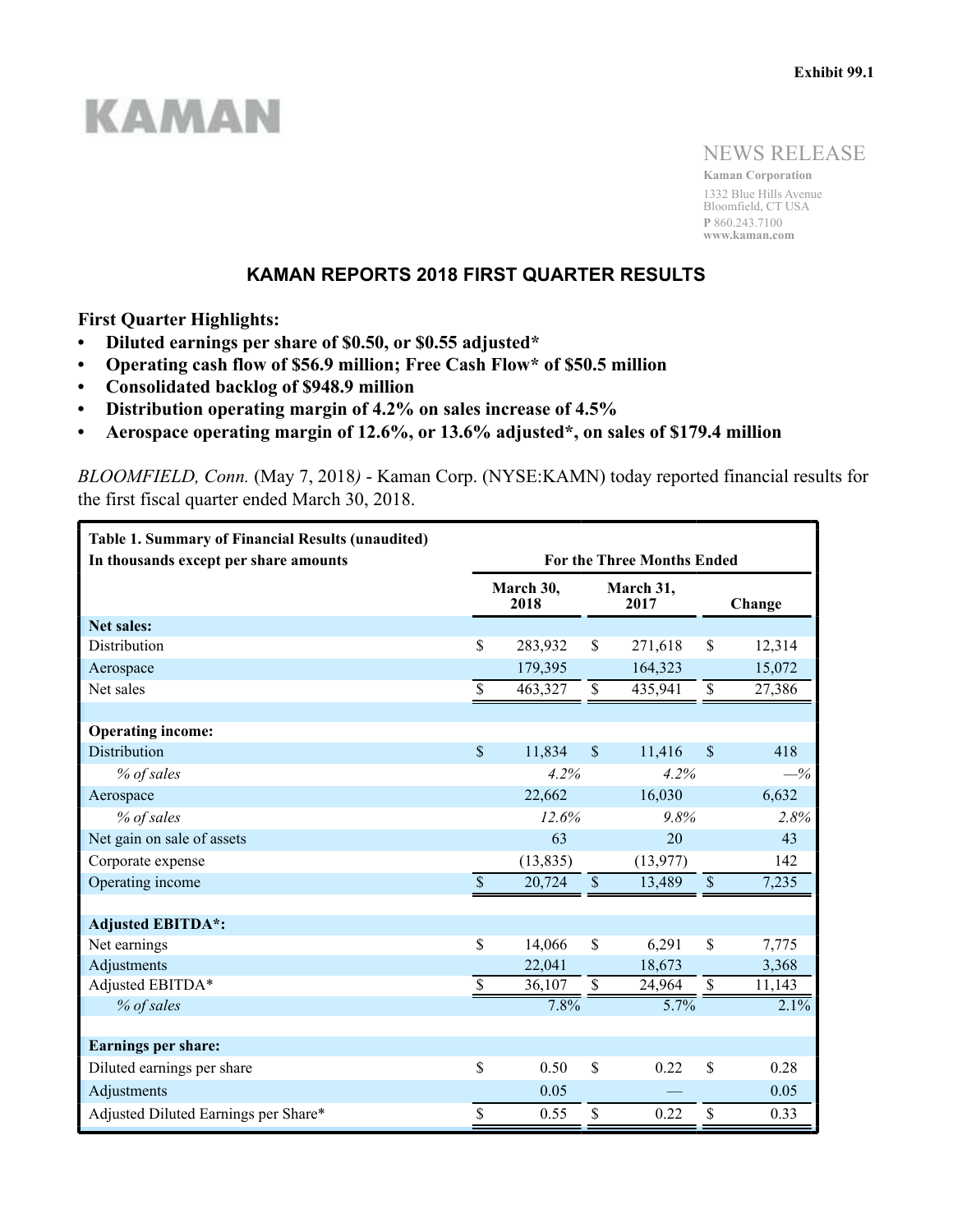Exhibit 99.1

KAMAN

NEWS RELEASE

**Kaman Corporation**
1332 Blue Hills Avenue
Bloomfield, CT USA
**P** 860.243.7100
**www.kaman.com**

# KAMAN REPORTS 2018 FIRST QUARTER RESULTS

**First Quarter Highlights:**

- **Diluted earnings per share of $0.50, or $0.55 adjusted***
- **Operating cash flow of $56.9 million; Free Cash Flow* of $50.5 million**
- **Consolidated backlog of $948.9 million**
- **Distribution operating margin of 4.2% on sales increase of 4.5%**
- **Aerospace operating margin of 12.6%, or 13.6% adjusted*, on sales of $179.4 million**

*BLOOMFIELD, Conn.* (May 7, 2018*)* - Kaman Corp. (NYSE:KAMN) today reported financial results for the first fiscal quarter ended March 30, 2018.

| **Table 1. Summary of Financial Results (unaudited)**<br>**In thousands except per share amounts** | **For the Three Months Ended** | | |
|---|---|---|---|
| | **March 30, 2018** | **March 31, 2017** | **Change** |
| **Net sales:** | | | |
| Distribution | $ 283,932 | $ 271,618 | $ 12,314 |
| Aerospace | 179,395 | 164,323 | 15,072 |
| Net sales | $ 463,327 | $ 435,941 | $ 27,386 |
| | | | |
| **Operating income:** | | | |
| Distribution | $ 11,834 | $ 11,416 | $ 418 |
| *% of sales* | *4.2%* | *4.2%* | *—%* |
| Aerospace | 22,662 | 16,030 | 6,632 |
| *% of sales* | *12.6%* | *9.8%* | *2.8%* |
| Net gain on sale of assets | 63 | 20 | 43 |
| Corporate expense | (13,835) | (13,977) | 142 |
| Operating income | $ 20,724 | $ 13,489 | $ 7,235 |
| | | | |
| **Adjusted EBITDA*:** | | | |
| Net earnings | $ 14,066 | $ 6,291 | $ 7,775 |
| Adjustments | 22,041 | 18,673 | 3,368 |
| Adjusted EBITDA* | $ 36,107 | $ 24,964 | $ 11,143 |
| *% of sales* | 7.8% | 5.7% | 2.1% |
| | | | |
| **Earnings per share:** | | | |
| Diluted earnings per share | $ 0.50 | $ 0.22 | $ 0.28 |
| Adjustments | 0.05 | — | 0.05 |
| Adjusted Diluted Earnings per Share* | $ 0.55 | $ 0.22 | $ 0.33 |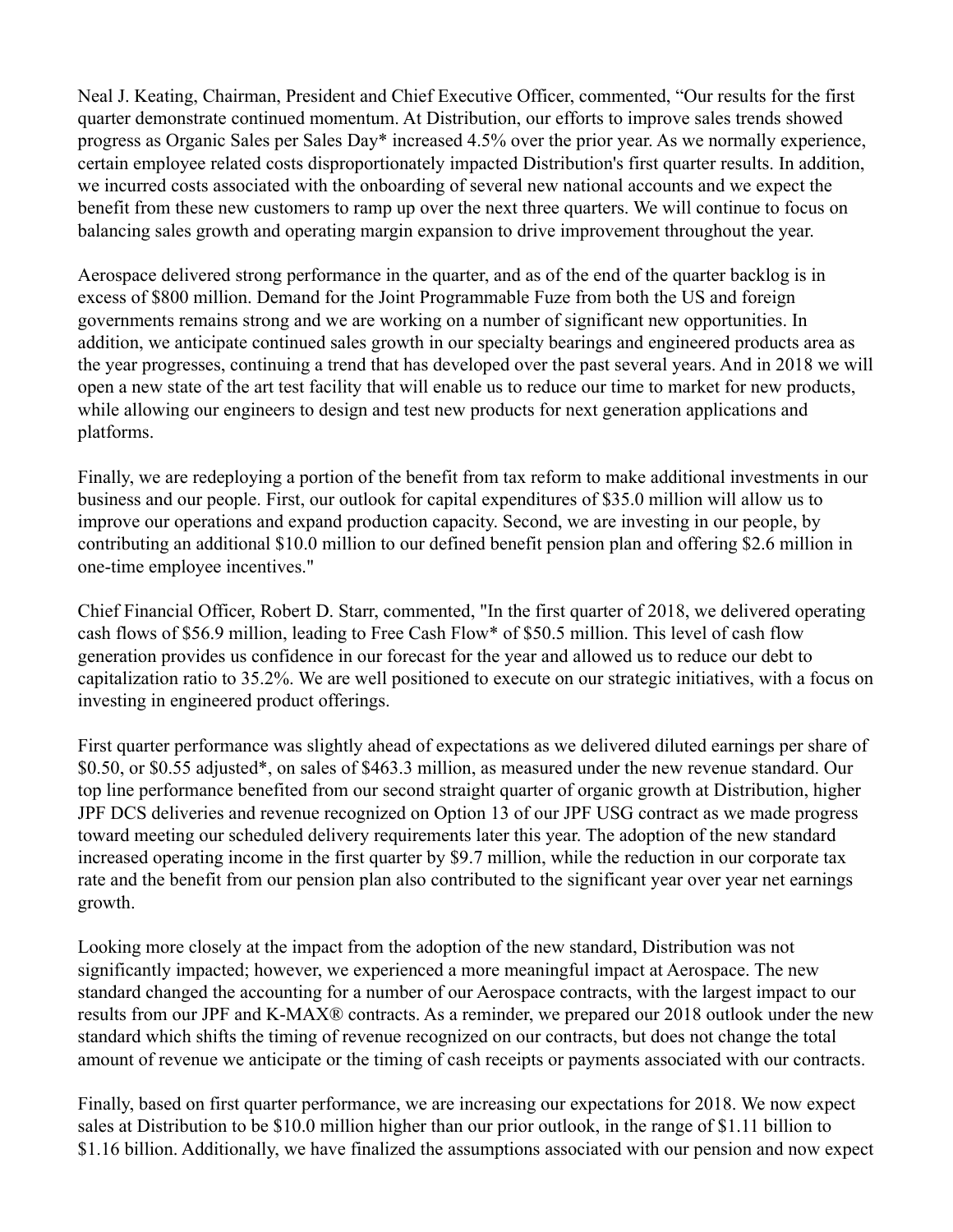Neal J. Keating, Chairman, President and Chief Executive Officer, commented, "Our results for the first quarter demonstrate continued momentum. At Distribution, our efforts to improve sales trends showed progress as Organic Sales per Sales Day* increased 4.5% over the prior year. As we normally experience, certain employee related costs disproportionately impacted Distribution's first quarter results. In addition, we incurred costs associated with the onboarding of several new national accounts and we expect the benefit from these new customers to ramp up over the next three quarters. We will continue to focus on balancing sales growth and operating margin expansion to drive improvement throughout the year.

Aerospace delivered strong performance in the quarter, and as of the end of the quarter backlog is in excess of $800 million. Demand for the Joint Programmable Fuze from both the US and foreign governments remains strong and we are working on a number of significant new opportunities. In addition, we anticipate continued sales growth in our specialty bearings and engineered products area as the year progresses, continuing a trend that has developed over the past several years. And in 2018 we will open a new state of the art test facility that will enable us to reduce our time to market for new products, while allowing our engineers to design and test new products for next generation applications and platforms.

Finally, we are redeploying a portion of the benefit from tax reform to make additional investments in our business and our people. First, our outlook for capital expenditures of $35.0 million will allow us to improve our operations and expand production capacity. Second, we are investing in our people, by contributing an additional $10.0 million to our defined benefit pension plan and offering $2.6 million in one-time employee incentives."

Chief Financial Officer, Robert D. Starr, commented, "In the first quarter of 2018, we delivered operating cash flows of $56.9 million, leading to Free Cash Flow* of $50.5 million. This level of cash flow generation provides us confidence in our forecast for the year and allowed us to reduce our debt to capitalization ratio to 35.2%. We are well positioned to execute on our strategic initiatives, with a focus on investing in engineered product offerings.

First quarter performance was slightly ahead of expectations as we delivered diluted earnings per share of $0.50, or $0.55 adjusted*, on sales of $463.3 million, as measured under the new revenue standard. Our top line performance benefited from our second straight quarter of organic growth at Distribution, higher JPF DCS deliveries and revenue recognized on Option 13 of our JPF USG contract as we made progress toward meeting our scheduled delivery requirements later this year. The adoption of the new standard increased operating income in the first quarter by $9.7 million, while the reduction in our corporate tax rate and the benefit from our pension plan also contributed to the significant year over year net earnings growth.

Looking more closely at the impact from the adoption of the new standard, Distribution was not significantly impacted; however, we experienced a more meaningful impact at Aerospace. The new standard changed the accounting for a number of our Aerospace contracts, with the largest impact to our results from our JPF and K-MAX® contracts. As a reminder, we prepared our 2018 outlook under the new standard which shifts the timing of revenue recognized on our contracts, but does not change the total amount of revenue we anticipate or the timing of cash receipts or payments associated with our contracts.

Finally, based on first quarter performance, we are increasing our expectations for 2018. We now expect sales at Distribution to be $10.0 million higher than our prior outlook, in the range of $1.11 billion to $1.16 billion. Additionally, we have finalized the assumptions associated with our pension and now expect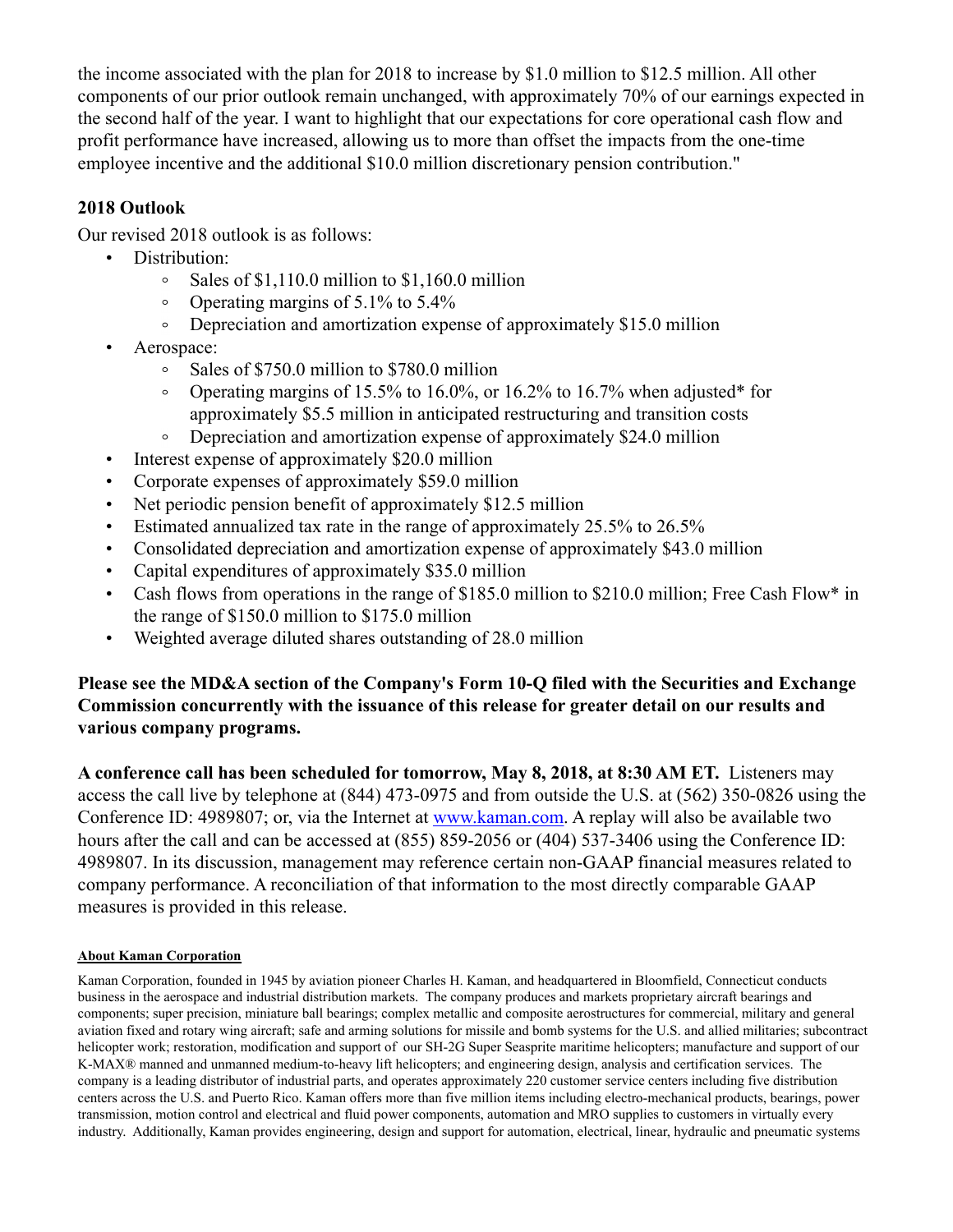the income associated with the plan for 2018 to increase by $1.0 million to $12.5 million. All other components of our prior outlook remain unchanged, with approximately 70% of our earnings expected in the second half of the year. I want to highlight that our expectations for core operational cash flow and profit performance have increased, allowing us to more than offset the impacts from the one-time employee incentive and the additional $10.0 million discretionary pension contribution."

## 2018 Outlook

Our revised 2018 outlook is as follows:

- Distribution:
  - Sales of $1,110.0 million to $1,160.0 million
  - Operating margins of 5.1% to 5.4%
  - Depreciation and amortization expense of approximately $15.0 million
- Aerospace:
  - Sales of $750.0 million to $780.0 million
  - Operating margins of 15.5% to 16.0%, or 16.2% to 16.7% when adjusted* for approximately $5.5 million in anticipated restructuring and transition costs
  - Depreciation and amortization expense of approximately $24.0 million
- Interest expense of approximately $20.0 million
- Corporate expenses of approximately $59.0 million
- Net periodic pension benefit of approximately $12.5 million
- Estimated annualized tax rate in the range of approximately 25.5% to 26.5%
- Consolidated depreciation and amortization expense of approximately $43.0 million
- Capital expenditures of approximately $35.0 million
- Cash flows from operations in the range of $185.0 million to $210.0 million; Free Cash Flow* in the range of $150.0 million to $175.0 million
- Weighted average diluted shares outstanding of 28.0 million

**Please see the MD&A section of the Company's Form 10-Q filed with the Securities and Exchange Commission concurrently with the issuance of this release for greater detail on our results and various company programs.**

**A conference call has been scheduled for tomorrow, May 8, 2018, at 8:30 AM ET.** Listeners may access the call live by telephone at (844) 473-0975 and from outside the U.S. at (562) 350-0826 using the Conference ID: 4989807; or, via the Internet at [www.kaman.com](www.kaman.com). A replay will also be available two hours after the call and can be accessed at (855) 859-2056 or (404) 537-3406 using the Conference ID: 4989807. In its discussion, management may reference certain non-GAAP financial measures related to company performance. A reconciliation of that information to the most directly comparable GAAP measures is provided in this release.

**About Kaman Corporation**

Kaman Corporation, founded in 1945 by aviation pioneer Charles H. Kaman, and headquartered in Bloomfield, Connecticut conducts business in the aerospace and industrial distribution markets. The company produces and markets proprietary aircraft bearings and components; super precision, miniature ball bearings; complex metallic and composite aerostructures for commercial, military and general aviation fixed and rotary wing aircraft; safe and arming solutions for missile and bomb systems for the U.S. and allied militaries; subcontract helicopter work; restoration, modification and support of our SH-2G Super Seasprite maritime helicopters; manufacture and support of our K-MAX® manned and unmanned medium-to-heavy lift helicopters; and engineering design, analysis and certification services. The company is a leading distributor of industrial parts, and operates approximately 220 customer service centers including five distribution centers across the U.S. and Puerto Rico. Kaman offers more than five million items including electro-mechanical products, bearings, power transmission, motion control and electrical and fluid power components, automation and MRO supplies to customers in virtually every industry. Additionally, Kaman provides engineering, design and support for automation, electrical, linear, hydraulic and pneumatic systems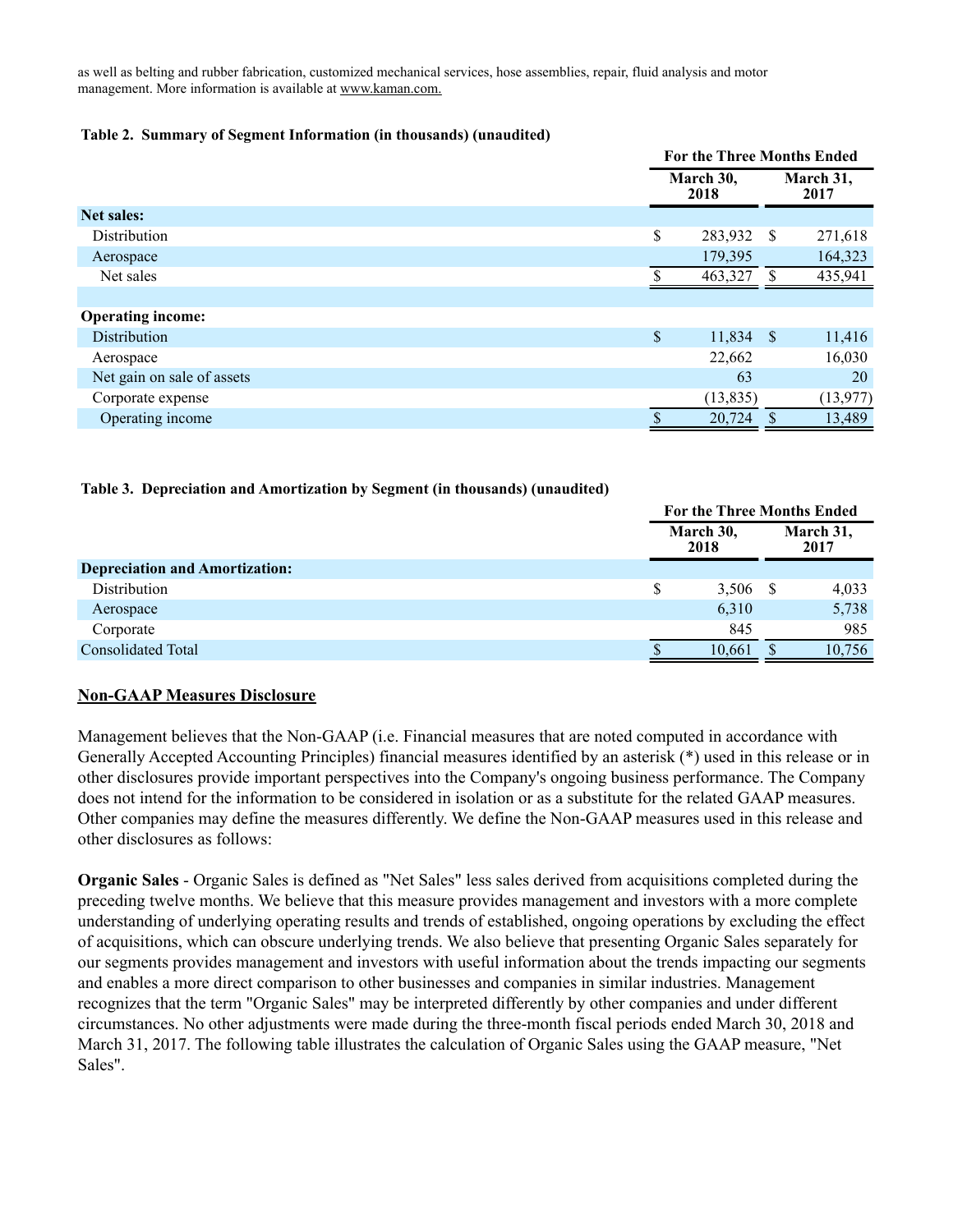as well as belting and rubber fabrication, customized mechanical services, hose assemblies, repair, fluid analysis and motor management. More information is available at www.kaman.com.

**Table 2. Summary of Segment Information (in thousands) (unaudited)**

| | For the Three Months Ended | |
|---|---|---|
| | March 30, 2018 | March 31, 2017 |
| **Net sales:** | | |
| Distribution | $ 283,932 | $ 271,618 |
| Aerospace | 179,395 | 164,323 |
| Net sales | $ 463,327 | $ 435,941 |
| | | |
| **Operating income:** | | |
| Distribution | $ 11,834 | $ 11,416 |
| Aerospace | 22,662 | 16,030 |
| Net gain on sale of assets | 63 | 20 |
| Corporate expense | (13,835) | (13,977) |
| Operating income | $ 20,724 | $ 13,489 |

**Table 3. Depreciation and Amortization by Segment (in thousands) (unaudited)**

| | For the Three Months Ended | |
|---|---|---|
| | March 30, 2018 | March 31, 2017 |
| **Depreciation and Amortization:** | | |
| Distribution | $ 3,506 | $ 4,033 |
| Aerospace | 6,310 | 5,738 |
| Corporate | 845 | 985 |
| Consolidated Total | $ 10,661 | $ 10,756 |

## Non-GAAP Measures Disclosure

Management believes that the Non-GAAP (i.e. Financial measures that are noted computed in accordance with Generally Accepted Accounting Principles) financial measures identified by an asterisk (*) used in this release or in other disclosures provide important perspectives into the Company's ongoing business performance. The Company does not intend for the information to be considered in isolation or as a substitute for the related GAAP measures. Other companies may define the measures differently. We define the Non-GAAP measures used in this release and other disclosures as follows:

**Organic Sales** - Organic Sales is defined as "Net Sales" less sales derived from acquisitions completed during the preceding twelve months. We believe that this measure provides management and investors with a more complete understanding of underlying operating results and trends of established, ongoing operations by excluding the effect of acquisitions, which can obscure underlying trends. We also believe that presenting Organic Sales separately for our segments provides management and investors with useful information about the trends impacting our segments and enables a more direct comparison to other businesses and companies in similar industries. Management recognizes that the term "Organic Sales" may be interpreted differently by other companies and under different circumstances. No other adjustments were made during the three-month fiscal periods ended March 30, 2018 and March 31, 2017. The following table illustrates the calculation of Organic Sales using the GAAP measure, "Net Sales".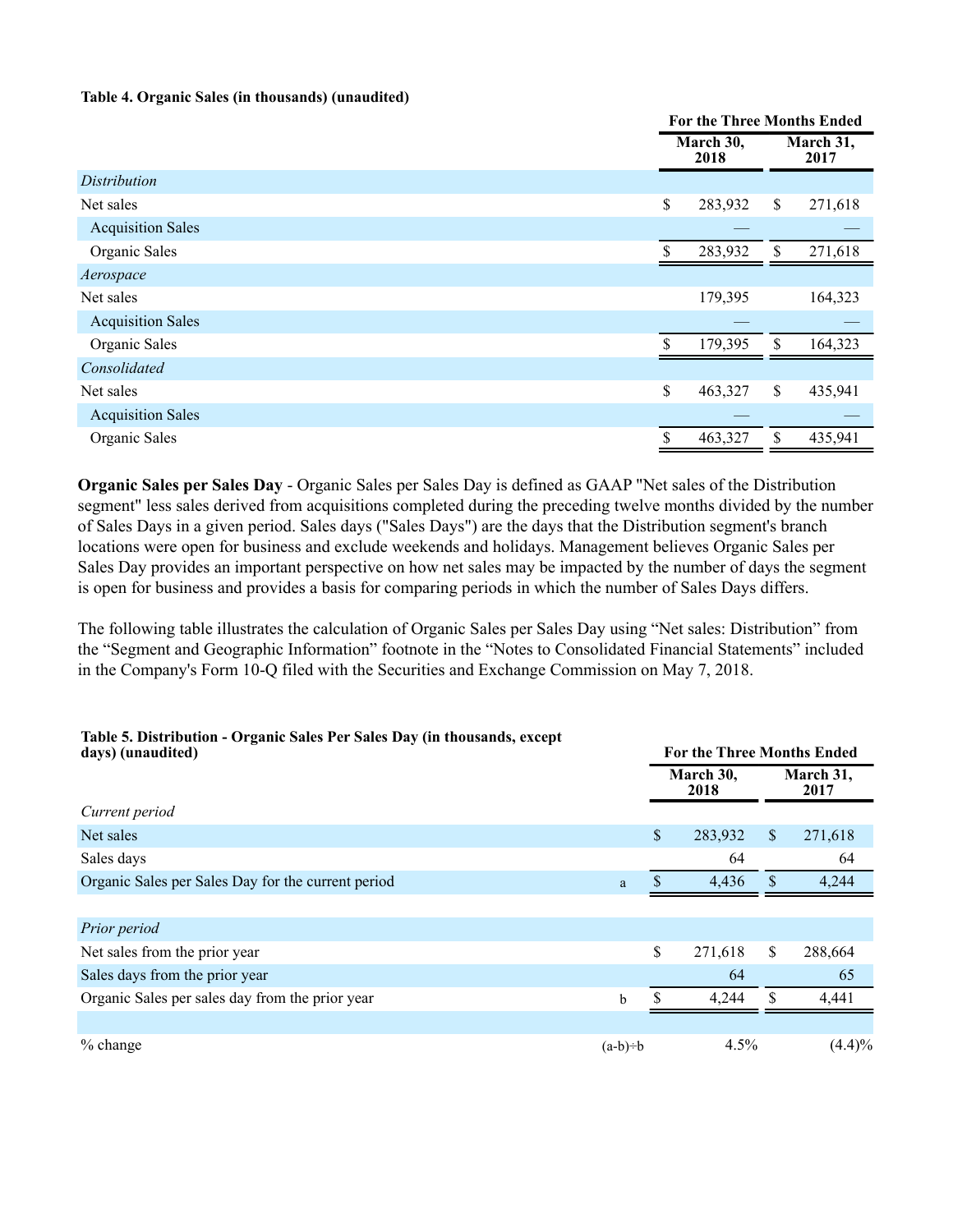**Table 4. Organic Sales (in thousands) (unaudited)**

| | For the Three Months Ended | |
|---|---|---|
| | March 30, 2018 | March 31, 2017 |
| *Distribution* | | |
| Net sales | $ 283,932 | $ 271,618 |
| Acquisition Sales | — | — |
| Organic Sales | $ 283,932 | $ 271,618 |
| *Aerospace* | | |
| Net sales | 179,395 | 164,323 |
| Acquisition Sales | — | — |
| Organic Sales | $ 179,395 | $ 164,323 |
| *Consolidated* | | |
| Net sales | $ 463,327 | $ 435,941 |
| Acquisition Sales | — | — |
| Organic Sales | $ 463,327 | $ 435,941 |

**Organic Sales per Sales Day** - Organic Sales per Sales Day is defined as GAAP "Net sales of the Distribution segment" less sales derived from acquisitions completed during the preceding twelve months divided by the number of Sales Days in a given period. Sales days ("Sales Days") are the days that the Distribution segment's branch locations were open for business and exclude weekends and holidays. Management believes Organic Sales per Sales Day provides an important perspective on how net sales may be impacted by the number of days the segment is open for business and provides a basis for comparing periods in which the number of Sales Days differs.

The following table illustrates the calculation of Organic Sales per Sales Day using "Net sales: Distribution" from the "Segment and Geographic Information" footnote in the "Notes to Consolidated Financial Statements" included in the Company's Form 10-Q filed with the Securities and Exchange Commission on May 7, 2018.

**Table 5. Distribution - Organic Sales Per Sales Day (in thousands, except days) (unaudited)**

| | | For the Three Months Ended | |
|---|---|---|---|
| | | March 30, 2018 | March 31, 2017 |
| *Current period* | | | |
| Net sales | | $ 283,932 | $ 271,618 |
| Sales days | | 64 | 64 |
| Organic Sales per Sales Day for the current period | a | $ 4,436 | $ 4,244 |
| | | | |
| *Prior period* | | | |
| Net sales from the prior year | | $ 271,618 | $ 288,664 |
| Sales days from the prior year | | 64 | 65 |
| Organic Sales per sales day from the prior year | b | $ 4,244 | $ 4,441 |
| | | | |
| % change | (a-b)÷b | 4.5% | (4.4)% |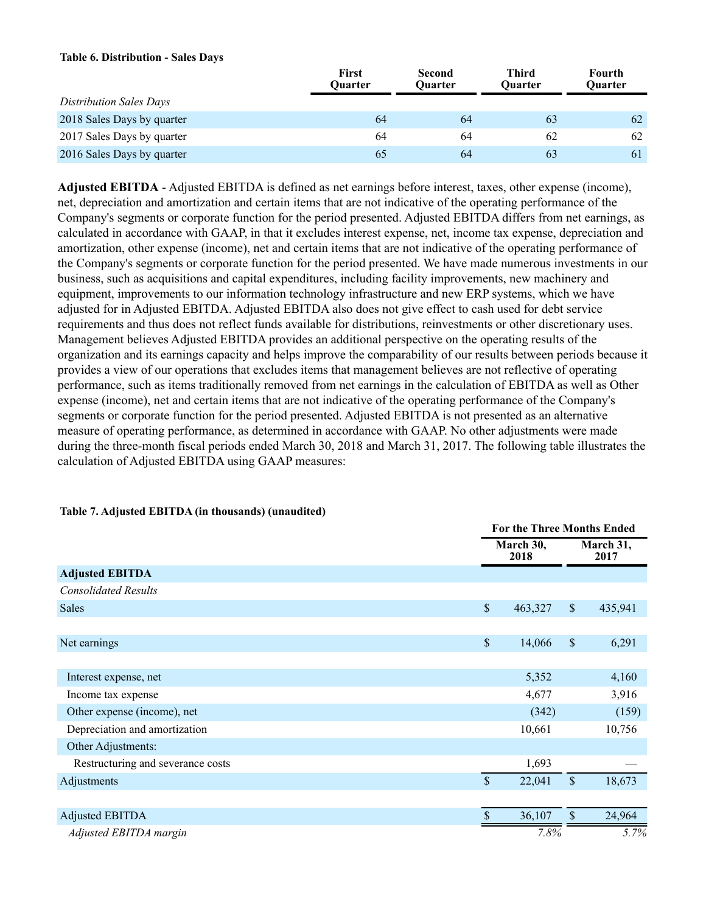**Table 6. Distribution - Sales Days**

| | First Quarter | Second Quarter | Third Quarter | Fourth Quarter |
|---|---|---|---|---|
| *Distribution Sales Days* | | | | |
| 2018 Sales Days by quarter | 64 | 64 | 63 | 62 |
| 2017 Sales Days by quarter | 64 | 64 | 62 | 62 |
| 2016 Sales Days by quarter | 65 | 64 | 63 | 61 |

**Adjusted EBITDA** - Adjusted EBITDA is defined as net earnings before interest, taxes, other expense (income), net, depreciation and amortization and certain items that are not indicative of the operating performance of the Company's segments or corporate function for the period presented. Adjusted EBITDA differs from net earnings, as calculated in accordance with GAAP, in that it excludes interest expense, net, income tax expense, depreciation and amortization, other expense (income), net and certain items that are not indicative of the operating performance of the Company's segments or corporate function for the period presented. We have made numerous investments in our business, such as acquisitions and capital expenditures, including facility improvements, new machinery and equipment, improvements to our information technology infrastructure and new ERP systems, which we have adjusted for in Adjusted EBITDA. Adjusted EBITDA also does not give effect to cash used for debt service requirements and thus does not reflect funds available for distributions, reinvestments or other discretionary uses. Management believes Adjusted EBITDA provides an additional perspective on the operating results of the organization and its earnings capacity and helps improve the comparability of our results between periods because it provides a view of our operations that excludes items that management believes are not reflective of operating performance, such as items traditionally removed from net earnings in the calculation of EBITDA as well as Other expense (income), net and certain items that are not indicative of the operating performance of the Company's segments or corporate function for the period presented. Adjusted EBITDA is not presented as an alternative measure of operating performance, as determined in accordance with GAAP. No other adjustments were made during the three-month fiscal periods ended March 30, 2018 and March 31, 2017. The following table illustrates the calculation of Adjusted EBITDA using GAAP measures:

**Table 7. Adjusted EBITDA (in thousands) (unaudited)**

| | For the Three Months Ended | |
|---|---|---|
| | March 30, 2018 | March 31, 2017 |
| **Adjusted EBITDA** | | |
| *Consolidated Results* | | |
| Sales | $ 463,327 | $ 435,941 |
| | | |
| Net earnings | $ 14,066 | $ 6,291 |
| | | |
| Interest expense, net | 5,352 | 4,160 |
| Income tax expense | 4,677 | 3,916 |
| Other expense (income), net | (342) | (159) |
| Depreciation and amortization | 10,661 | 10,756 |
| Other Adjustments: | | |
| Restructuring and severance costs | 1,693 | — |
| Adjustments | $ 22,041 | $ 18,673 |
| | | |
| Adjusted EBITDA | $ 36,107 | $ 24,964 |
| *Adjusted EBITDA margin* | *7.8%* | *5.7%* |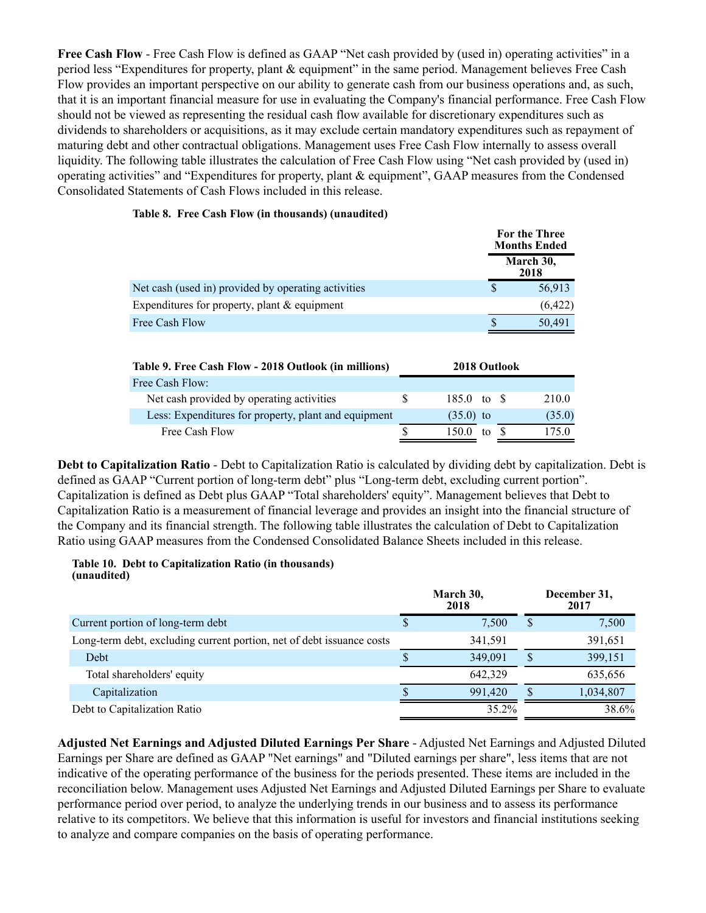**Free Cash Flow** - Free Cash Flow is defined as GAAP "Net cash provided by (used in) operating activities" in a period less "Expenditures for property, plant & equipment" in the same period. Management believes Free Cash Flow provides an important perspective on our ability to generate cash from our business operations and, as such, that it is an important financial measure for use in evaluating the Company's financial performance. Free Cash Flow should not be viewed as representing the residual cash flow available for discretionary expenditures such as dividends to shareholders or acquisitions, as it may exclude certain mandatory expenditures such as repayment of maturing debt and other contractual obligations. Management uses Free Cash Flow internally to assess overall liquidity. The following table illustrates the calculation of Free Cash Flow using "Net cash provided by (used in) operating activities" and "Expenditures for property, plant & equipment", GAAP measures from the Condensed Consolidated Statements of Cash Flows included in this release.

**Table 8. Free Cash Flow (in thousands) (unaudited)**

| | For the Three Months Ended March 30, 2018 |
|---|---|
| Net cash (used in) provided by operating activities | $ 56,913 |
| Expenditures for property, plant & equipment | (6,422) |
| Free Cash Flow | $ 50,491 |

| Table 9. Free Cash Flow - 2018 Outlook (in millions) | 2018 Outlook | | |
|---|---|---|---|
| Free Cash Flow: | | | |
| Net cash provided by operating activities | $ 185.0 | to | $ 210.0 |
| Less: Expenditures for property, plant and equipment | (35.0) | to | (35.0) |
| Free Cash Flow | $ 150.0 | to | $ 175.0 |

**Debt to Capitalization Ratio** - Debt to Capitalization Ratio is calculated by dividing debt by capitalization. Debt is defined as GAAP "Current portion of long-term debt" plus "Long-term debt, excluding current portion". Capitalization is defined as Debt plus GAAP "Total shareholders' equity". Management believes that Debt to Capitalization Ratio is a measurement of financial leverage and provides an insight into the financial structure of the Company and its financial strength. The following table illustrates the calculation of Debt to Capitalization Ratio using GAAP measures from the Condensed Consolidated Balance Sheets included in this release.

**Table 10. Debt to Capitalization Ratio (in thousands) (unaudited)**

| | March 30, 2018 | December 31, 2017 |
|---|---|---|
| Current portion of long-term debt | $ 7,500 | $ 7,500 |
| Long-term debt, excluding current portion, net of debt issuance costs | 341,591 | 391,651 |
| Debt | $ 349,091 | $ 399,151 |
| Total shareholders' equity | 642,329 | 635,656 |
| Capitalization | $ 991,420 | $ 1,034,807 |
| Debt to Capitalization Ratio | 35.2% | 38.6% |

**Adjusted Net Earnings and Adjusted Diluted Earnings Per Share** - Adjusted Net Earnings and Adjusted Diluted Earnings per Share are defined as GAAP "Net earnings" and "Diluted earnings per share", less items that are not indicative of the operating performance of the business for the periods presented. These items are included in the reconciliation below. Management uses Adjusted Net Earnings and Adjusted Diluted Earnings per Share to evaluate performance period over period, to analyze the underlying trends in our business and to assess its performance relative to its competitors. We believe that this information is useful for investors and financial institutions seeking to analyze and compare companies on the basis of operating performance.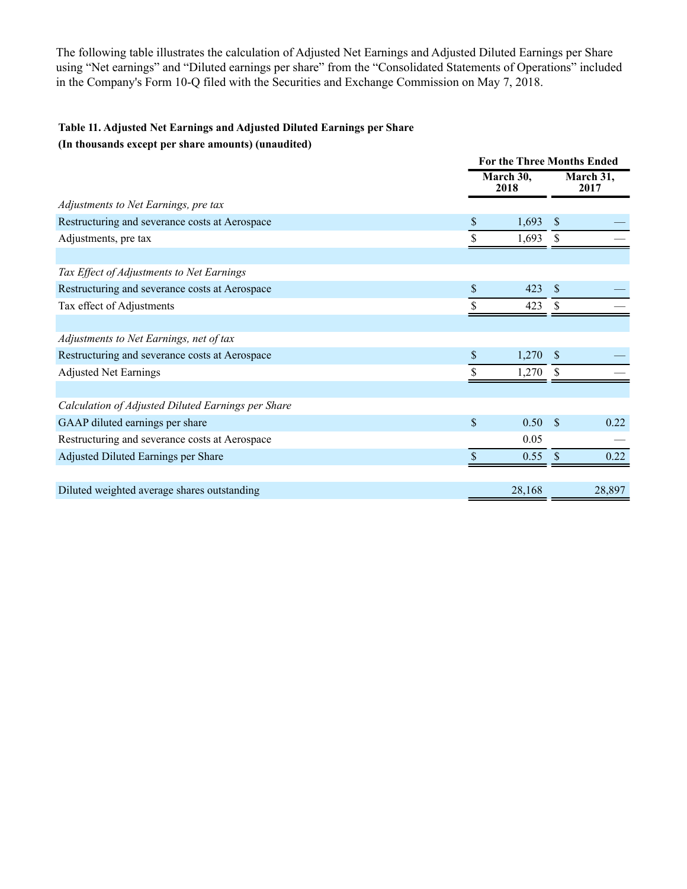The following table illustrates the calculation of Adjusted Net Earnings and Adjusted Diluted Earnings per Share using "Net earnings" and "Diluted earnings per share" from the "Consolidated Statements of Operations" included in the Company's Form 10-Q filed with the Securities and Exchange Commission on May 7, 2018.

**Table 11. Adjusted Net Earnings and Adjusted Diluted Earnings per Share**
**(In thousands except per share amounts) (unaudited)**

| | For the Three Months Ended | |
|---|---|---|
| | March 30, 2018 | March 31, 2017 |
| *Adjustments to Net Earnings, pre tax* | | |
| Restructuring and severance costs at Aerospace | $ 1,693 | $ — |
| Adjustments, pre tax | $ 1,693 | $ — |
| | | |
| *Tax Effect of Adjustments to Net Earnings* | | |
| Restructuring and severance costs at Aerospace | $ 423 | $ — |
| Tax effect of Adjustments | $ 423 | $ — |
| | | |
| *Adjustments to Net Earnings, net of tax* | | |
| Restructuring and severance costs at Aerospace | $ 1,270 | $ — |
| Adjusted Net Earnings | $ 1,270 | $ — |
| | | |
| *Calculation of Adjusted Diluted Earnings per Share* | | |
| GAAP diluted earnings per share | $ 0.50 | $ 0.22 |
| Restructuring and severance costs at Aerospace | 0.05 | — |
| Adjusted Diluted Earnings per Share | $ 0.55 | $ 0.22 |
| | | |
| Diluted weighted average shares outstanding | 28,168 | 28,897 |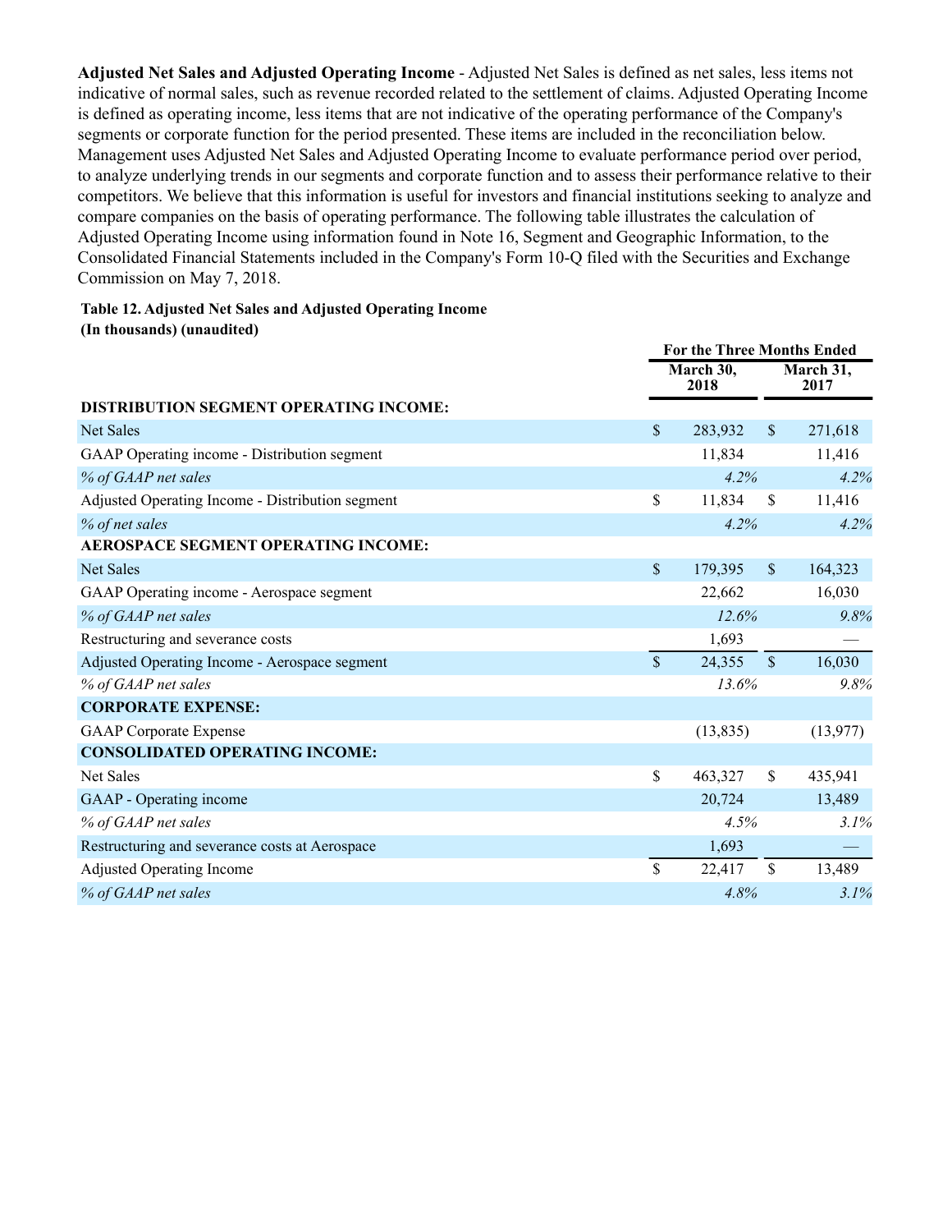**Adjusted Net Sales and Adjusted Operating Income** - Adjusted Net Sales is defined as net sales, less items not indicative of normal sales, such as revenue recorded related to the settlement of claims. Adjusted Operating Income is defined as operating income, less items that are not indicative of the operating performance of the Company's segments or corporate function for the period presented. These items are included in the reconciliation below. Management uses Adjusted Net Sales and Adjusted Operating Income to evaluate performance period over period, to analyze underlying trends in our segments and corporate function and to assess their performance relative to their competitors. We believe that this information is useful for investors and financial institutions seeking to analyze and compare companies on the basis of operating performance. The following table illustrates the calculation of Adjusted Operating Income using information found in Note 16, Segment and Geographic Information, to the Consolidated Financial Statements included in the Company's Form 10-Q filed with the Securities and Exchange Commission on May 7, 2018.

**Table 12. Adjusted Net Sales and Adjusted Operating Income**
**(In thousands) (unaudited)**

| | For the Three Months Ended | |
|---|---|---|
| | March 30, 2018 | March 31, 2017 |
| **DISTRIBUTION SEGMENT OPERATING INCOME:** | | |
| Net Sales | $ 283,932 | $ 271,618 |
| GAAP Operating income - Distribution segment | 11,834 | 11,416 |
| *% of GAAP net sales* | *4.2%* | *4.2%* |
| Adjusted Operating Income - Distribution segment | $ 11,834 | $ 11,416 |
| *% of net sales* | *4.2%* | *4.2%* |
| **AEROSPACE SEGMENT OPERATING INCOME:** | | |
| Net Sales | $ 179,395 | $ 164,323 |
| GAAP Operating income - Aerospace segment | 22,662 | 16,030 |
| *% of GAAP net sales* | *12.6%* | *9.8%* |
| Restructuring and severance costs | 1,693 | — |
| Adjusted Operating Income - Aerospace segment | $ 24,355 | $ 16,030 |
| *% of GAAP net sales* | *13.6%* | *9.8%* |
| **CORPORATE EXPENSE:** | | |
| GAAP Corporate Expense | (13,835) | (13,977) |
| **CONSOLIDATED OPERATING INCOME:** | | |
| Net Sales | $ 463,327 | $ 435,941 |
| GAAP - Operating income | 20,724 | 13,489 |
| *% of GAAP net sales* | *4.5%* | *3.1%* |
| Restructuring and severance costs at Aerospace | 1,693 | — |
| Adjusted Operating Income | $ 22,417 | $ 13,489 |
| *% of GAAP net sales* | *4.8%* | *3.1%* |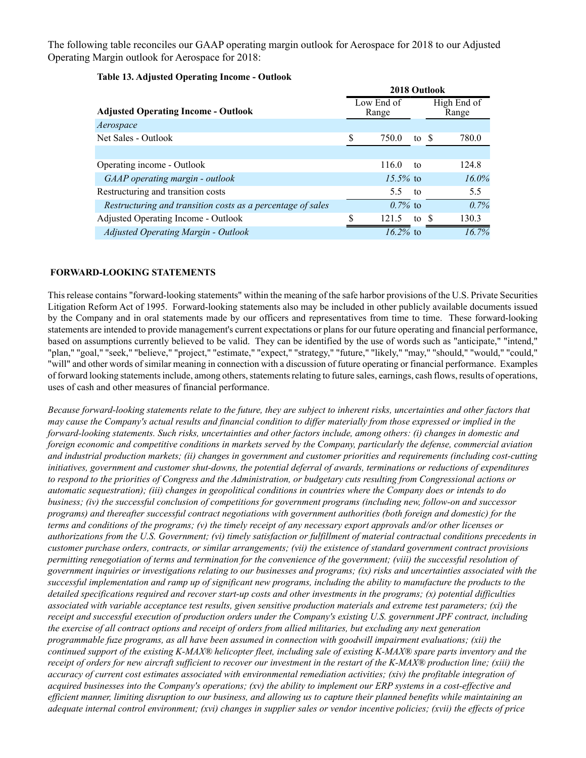The following table reconciles our GAAP operating margin outlook for Aerospace for 2018 to our Adjusted Operating Margin outlook for Aerospace for 2018:

**Table 13. Adjusted Operating Income - Outlook**

| | 2018 Outlook | | |
|---|---|---|---|
| **Adjusted Operating Income - Outlook** | Low End of Range | | High End of Range |
| *Aerospace* | | | |
| Net Sales - Outlook | $ 750.0 | to | $ 780.0 |
| | | | |
| Operating income - Outlook | 116.0 | to | 124.8 |
| *GAAP operating margin - outlook* | *15.5%* | to | *16.0%* |
| Restructuring and transition costs | 5.5 | to | 5.5 |
| *Restructuring and transition costs as a percentage of sales* | *0.7%* | to | *0.7%* |
| Adjusted Operating Income - Outlook | $ 121.5 | to | $ 130.3 |
| *Adjusted Operating Margin - Outlook* | *16.2%* | to | *16.7%* |

**FORWARD-LOOKING STATEMENTS**

This release contains "forward-looking statements" within the meaning of the safe harbor provisions of the U.S. Private Securities Litigation Reform Act of 1995. Forward-looking statements also may be included in other publicly available documents issued by the Company and in oral statements made by our officers and representatives from time to time. These forward-looking statements are intended to provide management's current expectations or plans for our future operating and financial performance, based on assumptions currently believed to be valid. They can be identified by the use of words such as "anticipate," "intend," "plan," "goal," "seek," "believe," "project," "estimate," "expect," "strategy," "future," "likely," "may," "should," "would," "could," "will" and other words of similar meaning in connection with a discussion of future operating or financial performance. Examples of forward looking statements include, among others, statements relating to future sales, earnings, cash flows, results of operations, uses of cash and other measures of financial performance.

*Because forward-looking statements relate to the future, they are subject to inherent risks, uncertainties and other factors that may cause the Company's actual results and financial condition to differ materially from those expressed or implied in the forward-looking statements. Such risks, uncertainties and other factors include, among others: (i) changes in domestic and foreign economic and competitive conditions in markets served by the Company, particularly the defense, commercial aviation and industrial production markets; (ii) changes in government and customer priorities and requirements (including cost-cutting initiatives, government and customer shut-downs, the potential deferral of awards, terminations or reductions of expenditures to respond to the priorities of Congress and the Administration, or budgetary cuts resulting from Congressional actions or automatic sequestration); (iii) changes in geopolitical conditions in countries where the Company does or intends to do business; (iv) the successful conclusion of competitions for government programs (including new, follow-on and successor programs) and thereafter successful contract negotiations with government authorities (both foreign and domestic) for the terms and conditions of the programs; (v) the timely receipt of any necessary export approvals and/or other licenses or authorizations from the U.S. Government; (vi) timely satisfaction or fulfillment of material contractual conditions precedents in customer purchase orders, contracts, or similar arrangements; (vii) the existence of standard government contract provisions permitting renegotiation of terms and termination for the convenience of the government; (viii) the successful resolution of government inquiries or investigations relating to our businesses and programs; (ix) risks and uncertainties associated with the successful implementation and ramp up of significant new programs, including the ability to manufacture the products to the detailed specifications required and recover start-up costs and other investments in the programs; (x) potential difficulties associated with variable acceptance test results, given sensitive production materials and extreme test parameters; (xi) the receipt and successful execution of production orders under the Company's existing U.S. government JPF contract, including the exercise of all contract options and receipt of orders from allied militaries, but excluding any next generation programmable fuze programs, as all have been assumed in connection with goodwill impairment evaluations; (xii) the continued support of the existing K-MAX® helicopter fleet, including sale of existing K-MAX® spare parts inventory and the receipt of orders for new aircraft sufficient to recover our investment in the restart of the K-MAX® production line; (xiii) the accuracy of current cost estimates associated with environmental remediation activities; (xiv) the profitable integration of acquired businesses into the Company's operations; (xv) the ability to implement our ERP systems in a cost-effective and efficient manner, limiting disruption to our business, and allowing us to capture their planned benefits while maintaining an adequate internal control environment; (xvi) changes in supplier sales or vendor incentive policies; (xvii) the effects of price*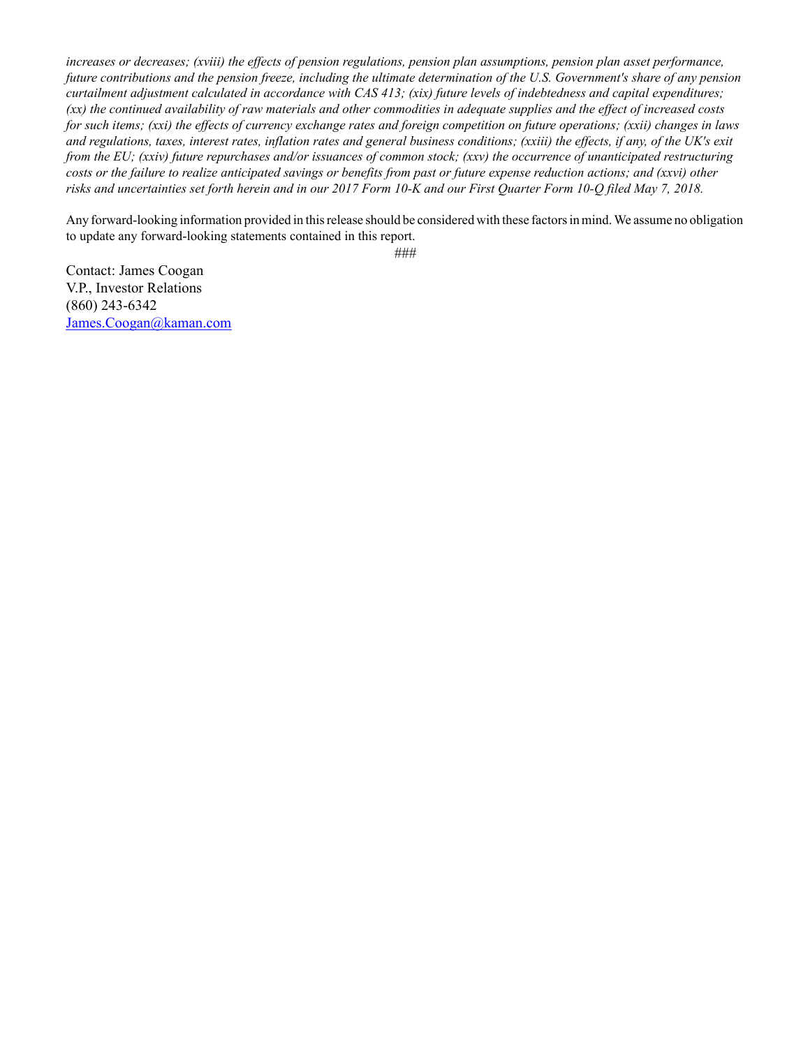*increases or decreases; (xviii) the effects of pension regulations, pension plan assumptions, pension plan asset performance, future contributions and the pension freeze, including the ultimate determination of the U.S. Government's share of any pension curtailment adjustment calculated in accordance with CAS 413; (xix) future levels of indebtedness and capital expenditures; (xx) the continued availability of raw materials and other commodities in adequate supplies and the effect of increased costs for such items; (xxi) the effects of currency exchange rates and foreign competition on future operations; (xxii) changes in laws and regulations, taxes, interest rates, inflation rates and general business conditions; (xxiii) the effects, if any, of the UK's exit from the EU; (xxiv) future repurchases and/or issuances of common stock; (xxv) the occurrence of unanticipated restructuring costs or the failure to realize anticipated savings or benefits from past or future expense reduction actions; and (xxvi) other risks and uncertainties set forth herein and in our 2017 Form 10-K and our First Quarter Form 10-Q filed May 7, 2018.*

Any forward-looking information provided in this release should be considered with these factors in mind. We assume no obligation to update any forward-looking statements contained in this report.

###

Contact: James Coogan
V.P., Investor Relations
(860) 243-6342
James.Coogan@kaman.com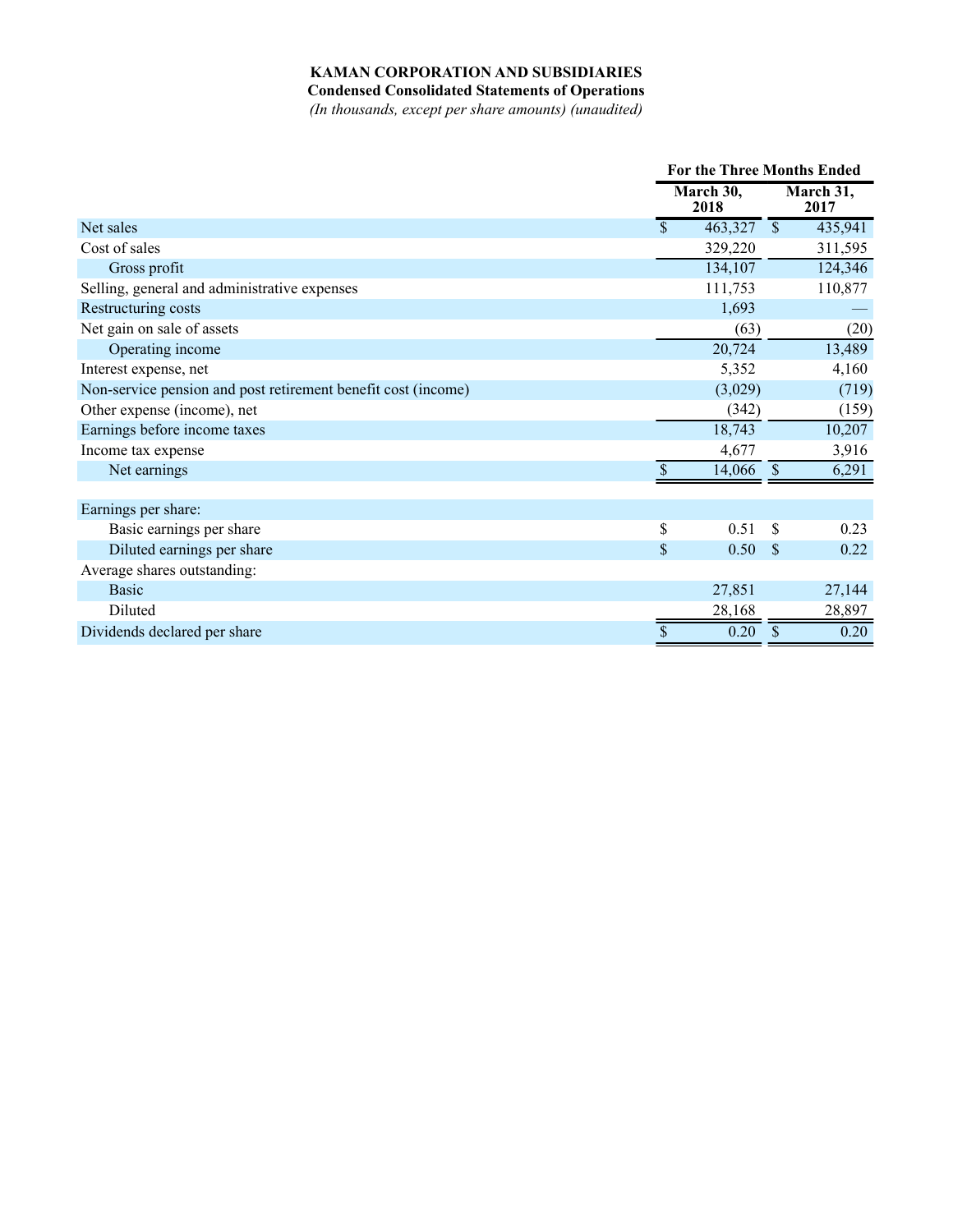**KAMAN CORPORATION AND SUBSIDIARIES**

**Condensed Consolidated Statements of Operations**

*(In thousands, except per share amounts) (unaudited)*

| | For the Three Months Ended | |
|---|---|---|
| | March 30, 2018 | March 31, 2017 |
| Net sales | $ 463,327 | $ 435,941 |
| Cost of sales | 329,220 | 311,595 |
| Gross profit | 134,107 | 124,346 |
| Selling, general and administrative expenses | 111,753 | 110,877 |
| Restructuring costs | 1,693 | — |
| Net gain on sale of assets | (63) | (20) |
| Operating income | 20,724 | 13,489 |
| Interest expense, net | 5,352 | 4,160 |
| Non-service pension and post retirement benefit cost (income) | (3,029) | (719) |
| Other expense (income), net | (342) | (159) |
| Earnings before income taxes | 18,743 | 10,207 |
| Income tax expense | 4,677 | 3,916 |
| Net earnings | $ 14,066 | $ 6,291 |
| | | |
| Earnings per share: | | |
| Basic earnings per share | $ 0.51 | $ 0.23 |
| Diluted earnings per share | $ 0.50 | $ 0.22 |
| Average shares outstanding: | | |
| Basic | 27,851 | 27,144 |
| Diluted | 28,168 | 28,897 |
| Dividends declared per share | $ 0.20 | $ 0.20 |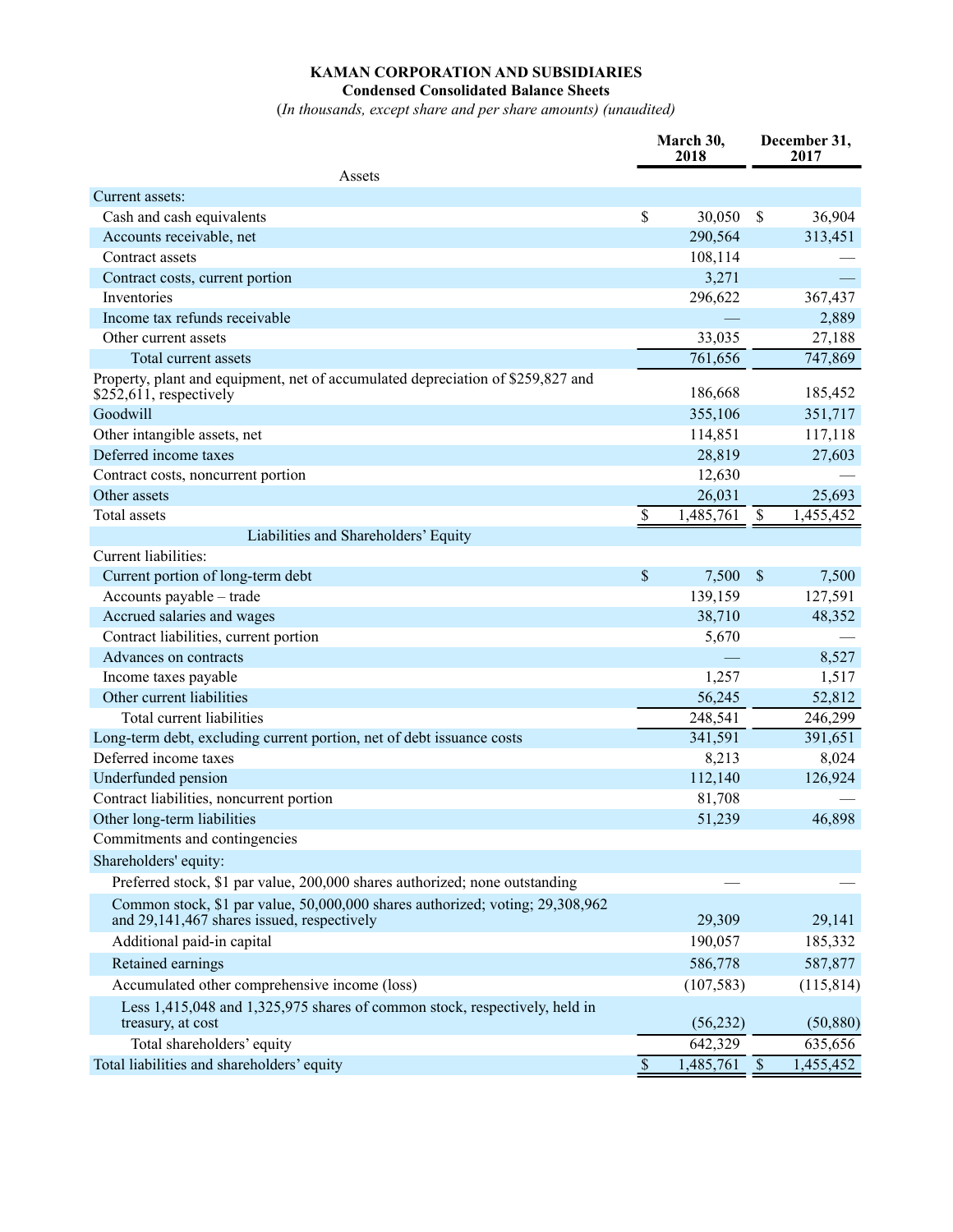**KAMAN CORPORATION AND SUBSIDIARIES**
**Condensed Consolidated Balance Sheets**
*(In thousands, except share and per share amounts) (unaudited)*

| | March 30, 2018 | December 31, 2017 |
|---|---|---|
| **Assets** | | |
| Current assets: | | |
| Cash and cash equivalents | $ 30,050 | $ 36,904 |
| Accounts receivable, net | 290,564 | 313,451 |
| Contract assets | 108,114 | — |
| Contract costs, current portion | 3,271 | — |
| Inventories | 296,622 | 367,437 |
| Income tax refunds receivable | — | 2,889 |
| Other current assets | 33,035 | 27,188 |
| Total current assets | 761,656 | 747,869 |
| Property, plant and equipment, net of accumulated depreciation of $259,827 and $252,611, respectively | 186,668 | 185,452 |
| Goodwill | 355,106 | 351,717 |
| Other intangible assets, net | 114,851 | 117,118 |
| Deferred income taxes | 28,819 | 27,603 |
| Contract costs, noncurrent portion | 12,630 | — |
| Other assets | 26,031 | 25,693 |
| Total assets | $ 1,485,761 | $ 1,455,452 |
| **Liabilities and Shareholders' Equity** | | |
| Current liabilities: | | |
| Current portion of long-term debt | $ 7,500 | $ 7,500 |
| Accounts payable – trade | 139,159 | 127,591 |
| Accrued salaries and wages | 38,710 | 48,352 |
| Contract liabilities, current portion | 5,670 | — |
| Advances on contracts | — | 8,527 |
| Income taxes payable | 1,257 | 1,517 |
| Other current liabilities | 56,245 | 52,812 |
| Total current liabilities | 248,541 | 246,299 |
| Long-term debt, excluding current portion, net of debt issuance costs | 341,591 | 391,651 |
| Deferred income taxes | 8,213 | 8,024 |
| Underfunded pension | 112,140 | 126,924 |
| Contract liabilities, noncurrent portion | 81,708 | — |
| Other long-term liabilities | 51,239 | 46,898 |
| Commitments and contingencies | | |
| Shareholders' equity: | | |
| Preferred stock, $1 par value, 200,000 shares authorized; none outstanding | — | — |
| Common stock, $1 par value, 50,000,000 shares authorized; voting; 29,308,962 and 29,141,467 shares issued, respectively | 29,309 | 29,141 |
| Additional paid-in capital | 190,057 | 185,332 |
| Retained earnings | 586,778 | 587,877 |
| Accumulated other comprehensive income (loss) | (107,583) | (115,814) |
| Less 1,415,048 and 1,325,975 shares of common stock, respectively, held in treasury, at cost | (56,232) | (50,880) |
| Total shareholders' equity | 642,329 | 635,656 |
| Total liabilities and shareholders' equity | $ 1,485,761 | $ 1,455,452 |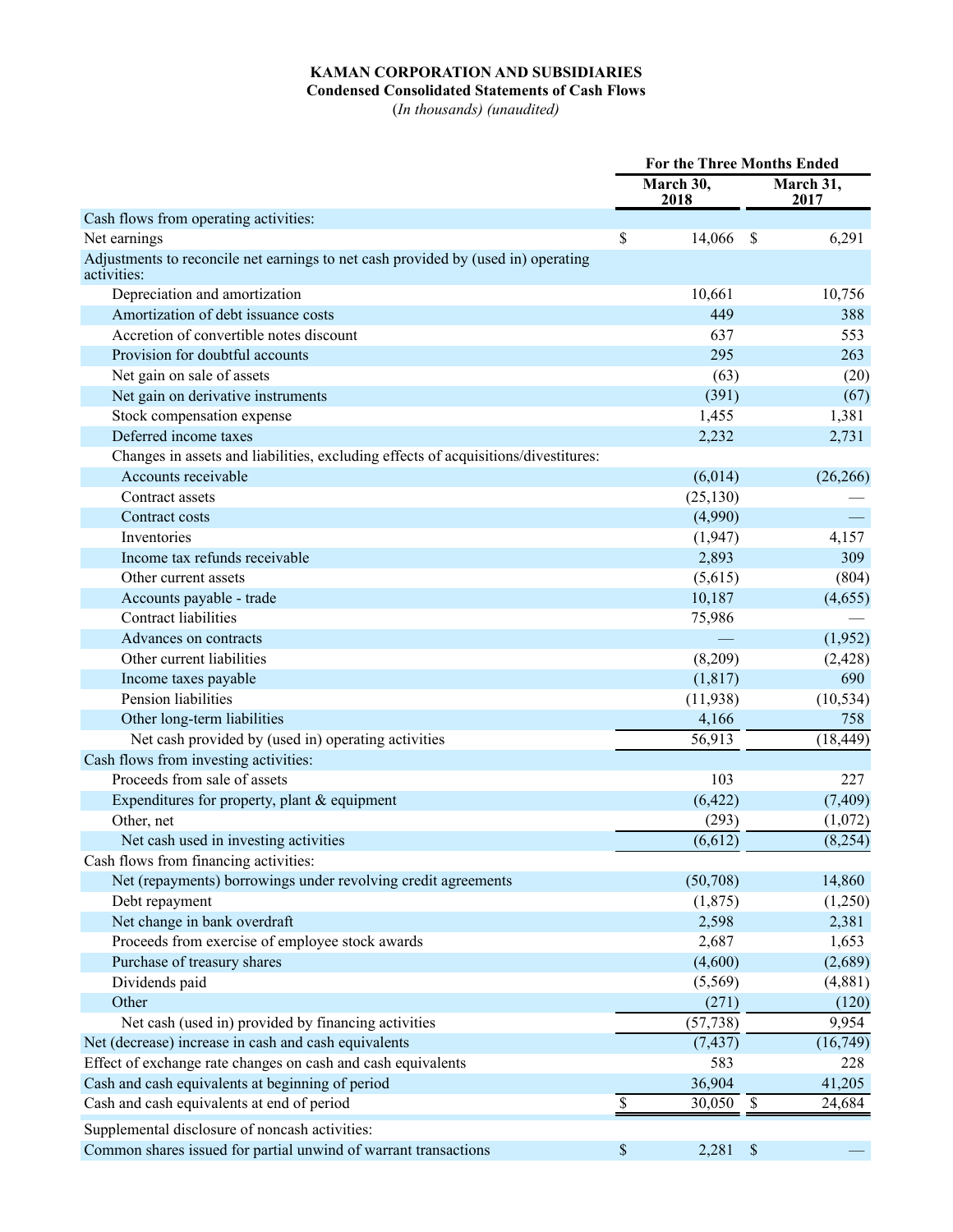**KAMAN CORPORATION AND SUBSIDIARIES**
**Condensed Consolidated Statements of Cash Flows**
(*In thousands) (unaudited)*

| | For the Three Months Ended | |
|---|---|---|
| | March 30, 2018 | March 31, 2017 |
| Cash flows from operating activities: | | |
| Net earnings | $ 14,066 | $ 6,291 |
| Adjustments to reconcile net earnings to net cash provided by (used in) operating activities: | | |
| Depreciation and amortization | 10,661 | 10,756 |
| Amortization of debt issuance costs | 449 | 388 |
| Accretion of convertible notes discount | 637 | 553 |
| Provision for doubtful accounts | 295 | 263 |
| Net gain on sale of assets | (63) | (20) |
| Net gain on derivative instruments | (391) | (67) |
| Stock compensation expense | 1,455 | 1,381 |
| Deferred income taxes | 2,232 | 2,731 |
| Changes in assets and liabilities, excluding effects of acquisitions/divestitures: | | |
| Accounts receivable | (6,014) | (26,266) |
| Contract assets | (25,130) | — |
| Contract costs | (4,990) | — |
| Inventories | (1,947) | 4,157 |
| Income tax refunds receivable | 2,893 | 309 |
| Other current assets | (5,615) | (804) |
| Accounts payable - trade | 10,187 | (4,655) |
| Contract liabilities | 75,986 | — |
| Advances on contracts | — | (1,952) |
| Other current liabilities | (8,209) | (2,428) |
| Income taxes payable | (1,817) | 690 |
| Pension liabilities | (11,938) | (10,534) |
| Other long-term liabilities | 4,166 | 758 |
| Net cash provided by (used in) operating activities | 56,913 | (18,449) |
| Cash flows from investing activities: | | |
| Proceeds from sale of assets | 103 | 227 |
| Expenditures for property, plant & equipment | (6,422) | (7,409) |
| Other, net | (293) | (1,072) |
| Net cash used in investing activities | (6,612) | (8,254) |
| Cash flows from financing activities: | | |
| Net (repayments) borrowings under revolving credit agreements | (50,708) | 14,860 |
| Debt repayment | (1,875) | (1,250) |
| Net change in bank overdraft | 2,598 | 2,381 |
| Proceeds from exercise of employee stock awards | 2,687 | 1,653 |
| Purchase of treasury shares | (4,600) | (2,689) |
| Dividends paid | (5,569) | (4,881) |
| Other | (271) | (120) |
| Net cash (used in) provided by financing activities | (57,738) | 9,954 |
| Net (decrease) increase in cash and cash equivalents | (7,437) | (16,749) |
| Effect of exchange rate changes on cash and cash equivalents | 583 | 228 |
| Cash and cash equivalents at beginning of period | 36,904 | 41,205 |
| Cash and cash equivalents at end of period | $ 30,050 | $ 24,684 |
| Supplemental disclosure of noncash activities: | | |
| Common shares issued for partial unwind of warrant transactions | $ 2,281 | $ — |